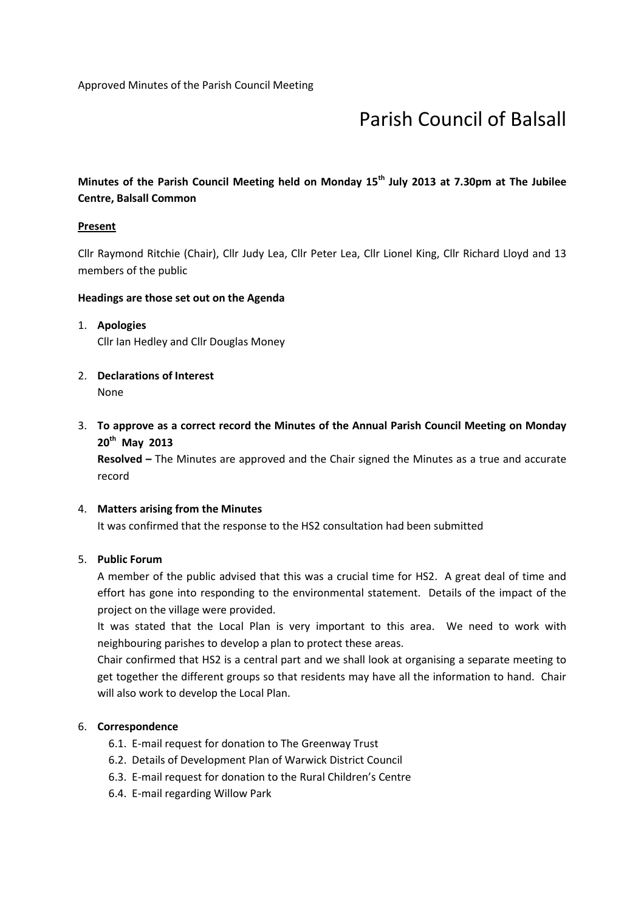Approved Minutes of the Parish Council Meeting

# Parish Council of Balsall

**Minutes of the Parish Council Meeting held on Monday 15th July 2013 at 7.30pm at The Jubilee Centre, Balsall Common**

**Present**

Cllr Raymond Ritchie (Chair), Cllr Judy Lea, Cllr Peter Lea, Cllr Lionel King, Cllr Richard Lloyd and 13 members of the public

**Headings are those set out on the Agenda**

1. **Apologies**
   Cllr Ian Hedley and Cllr Douglas Money

2. **Declarations of Interest**
   None

3. **To approve as a correct record the Minutes of the Annual Parish Council Meeting on Monday 20th May 2013**
   **Resolved –** The Minutes are approved and the Chair signed the Minutes as a true and accurate record

4. **Matters arising from the Minutes**
   It was confirmed that the response to the HS2 consultation had been submitted

5. **Public Forum**
   A member of the public advised that this was a crucial time for HS2. A great deal of time and effort has gone into responding to the environmental statement. Details of the impact of the project on the village were provided.
   It was stated that the Local Plan is very important to this area. We need to work with neighbouring parishes to develop a plan to protect these areas.
   Chair confirmed that HS2 is a central part and we shall look at organising a separate meeting to get together the different groups so that residents may have all the information to hand. Chair will also work to develop the Local Plan.

6. **Correspondence**
   - 6.1. E-mail request for donation to The Greenway Trust
   - 6.2. Details of Development Plan of Warwick District Council
   - 6.3. E-mail request for donation to the Rural Children's Centre
   - 6.4. E-mail regarding Willow Park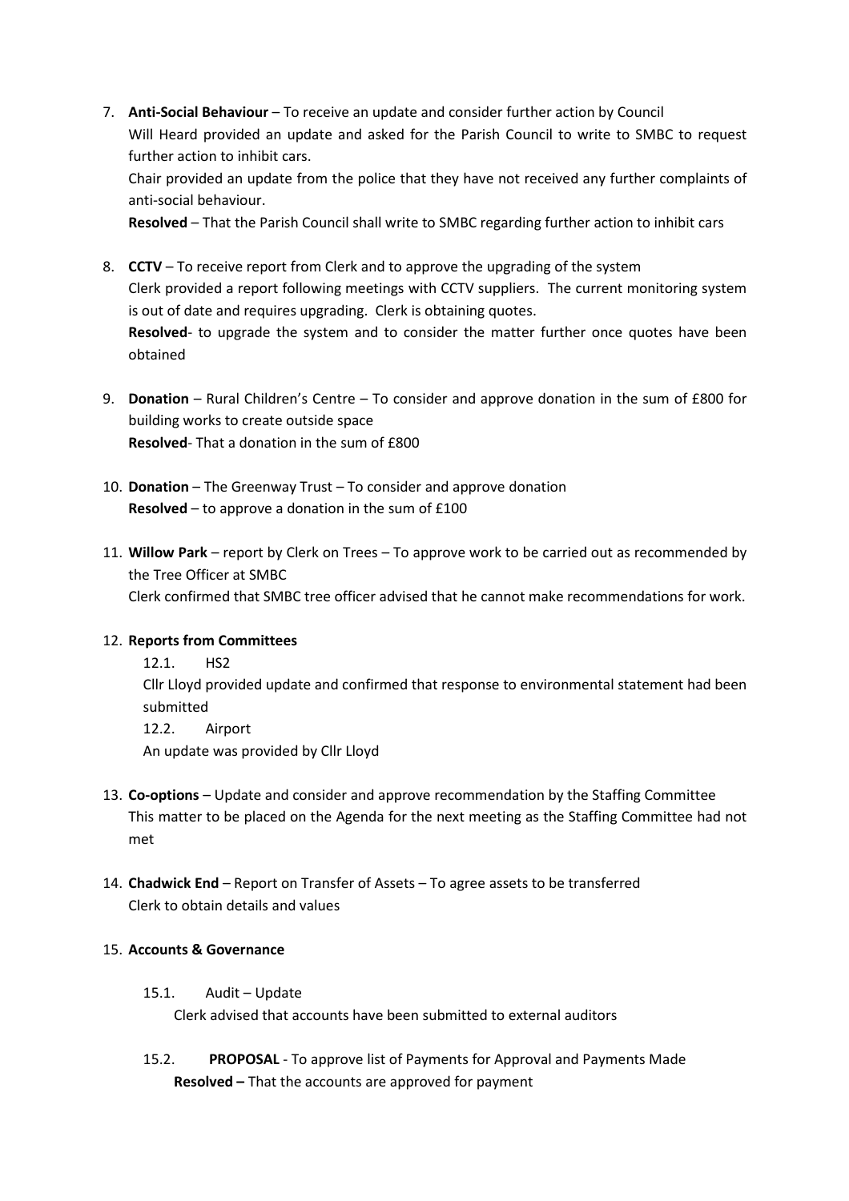7. **Anti-Social Behaviour** – To receive an update and consider further action by Council
   Will Heard provided an update and asked for the Parish Council to write to SMBC to request further action to inhibit cars.
   Chair provided an update from the police that they have not received any further complaints of anti-social behaviour.
   **Resolved** – That the Parish Council shall write to SMBC regarding further action to inhibit cars

8. **CCTV** – To receive report from Clerk and to approve the upgrading of the system
   Clerk provided a report following meetings with CCTV suppliers. The current monitoring system is out of date and requires upgrading. Clerk is obtaining quotes.
   **Resolved**- to upgrade the system and to consider the matter further once quotes have been obtained

9. **Donation** – Rural Children's Centre – To consider and approve donation in the sum of £800 for building works to create outside space
   **Resolved**- That a donation in the sum of £800

10. **Donation** – The Greenway Trust – To consider and approve donation
    **Resolved** – to approve a donation in the sum of £100

11. **Willow Park** – report by Clerk on Trees – To approve work to be carried out as recommended by the Tree Officer at SMBC
    Clerk confirmed that SMBC tree officer advised that he cannot make recommendations for work.

12. **Reports from Committees**

    12.1. HS2

    Cllr Lloyd provided update and confirmed that response to environmental statement had been submitted

    12.2. Airport

    An update was provided by Cllr Lloyd

13. **Co-options** – Update and consider and approve recommendation by the Staffing Committee
    This matter to be placed on the Agenda for the next meeting as the Staffing Committee had not met

14. **Chadwick End** – Report on Transfer of Assets – To agree assets to be transferred
    Clerk to obtain details and values

15. **Accounts & Governance**

    15.1. Audit – Update

    Clerk advised that accounts have been submitted to external auditors

    15.2. **PROPOSAL** - To approve list of Payments for Approval and Payments Made

    **Resolved –** That the accounts are approved for payment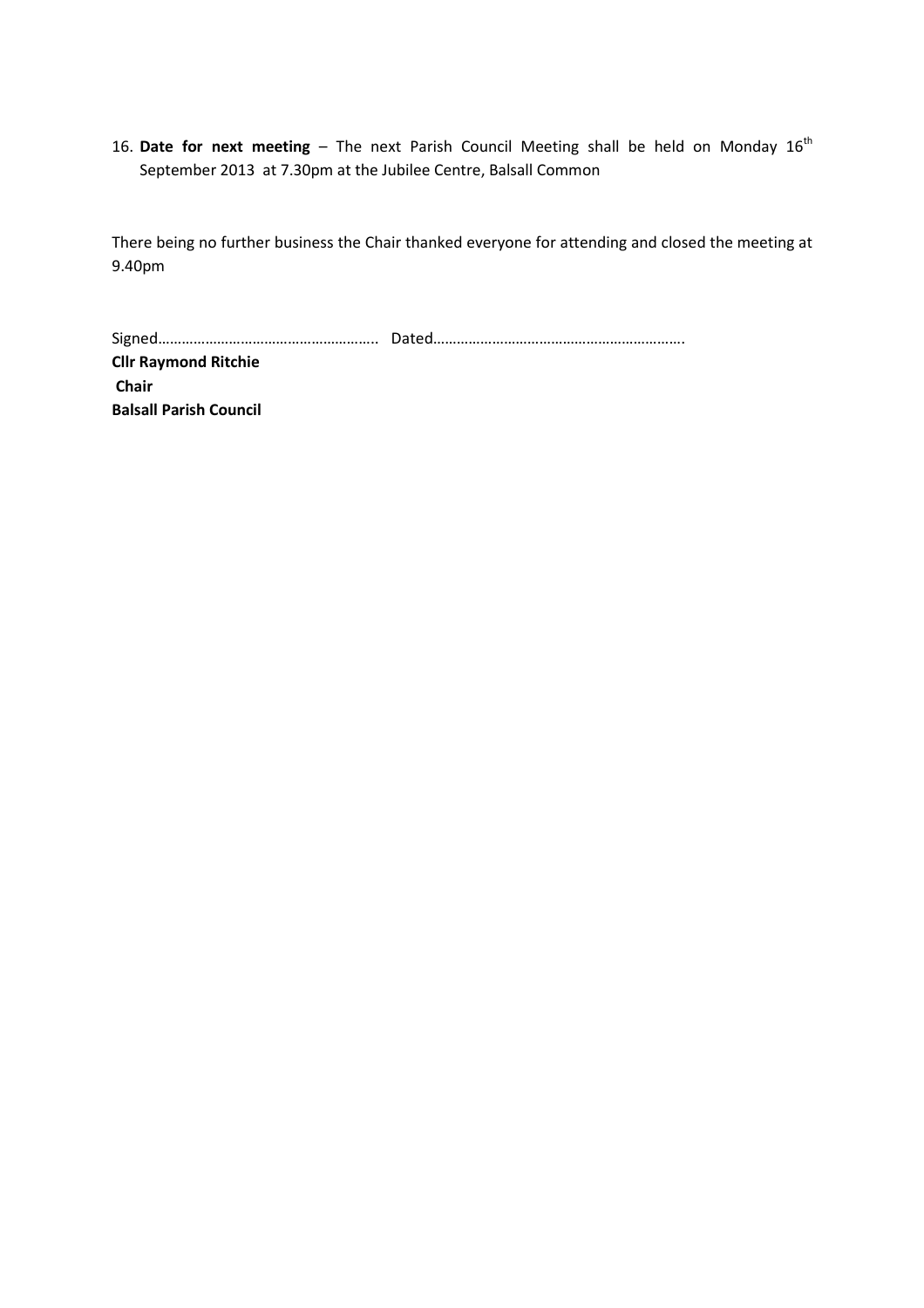16. **Date for next meeting** – The next Parish Council Meeting shall be held on Monday 16th September 2013 at 7.30pm at the Jubilee Centre, Balsall Common

There being no further business the Chair thanked everyone for attending and closed the meeting at 9.40pm

Signed……………………………………………….. Dated……………………………………………………..

**Cllr Raymond Ritchie**
**Chair**
**Balsall Parish Council**